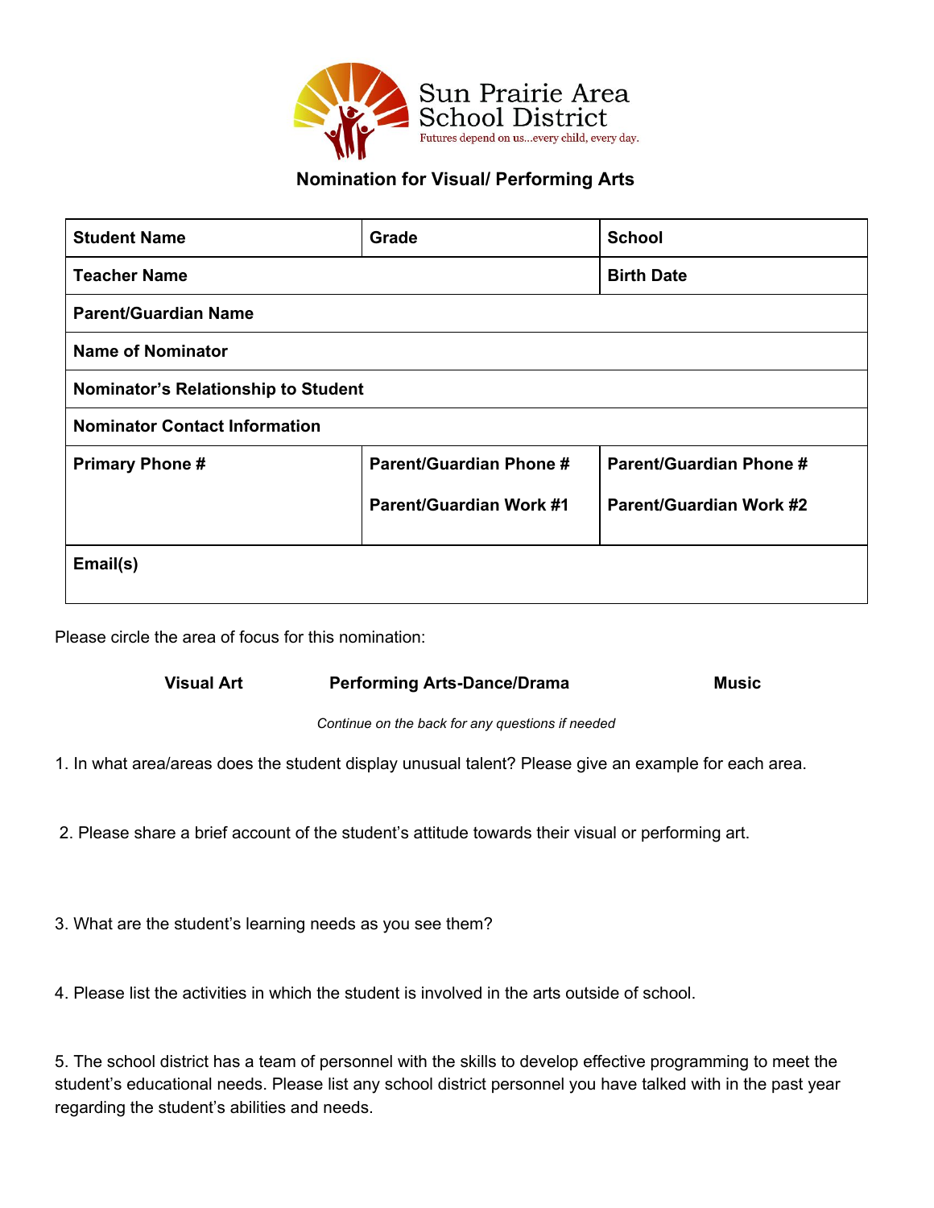Sun Prairie Area School District

Futures depend on us...every child, every day.

## Nomination for Visual/ Performing Arts

| **Student Name** | **Grade** | **School** |
|---|---|---|
| **Teacher Name** | | **Birth Date** |
| **Parent/Guardian Name** | | |
| **Name of Nominator** | | |
| **Nominator's Relationship to Student** | | |
| **Nominator Contact Information** | | |
| **Primary Phone #** | **Parent/Guardian Phone #**<br><br>**Parent/Guardian Work #1** | **Parent/Guardian Phone #**<br><br>**Parent/Guardian Work #2** |
| **Email(s)** | | |

Please circle the area of focus for this nomination:

**Visual Art** **Performing Arts-Dance/Drama** **Music**

*Continue on the back for any questions if needed*

1. In what area/areas does the student display unusual talent? Please give an example for each area.

2. Please share a brief account of the student's attitude towards their visual or performing art.

3. What are the student's learning needs as you see them?

4. Please list the activities in which the student is involved in the arts outside of school.

5. The school district has a team of personnel with the skills to develop effective programming to meet the student's educational needs. Please list any school district personnel you have talked with in the past year regarding the student's abilities and needs.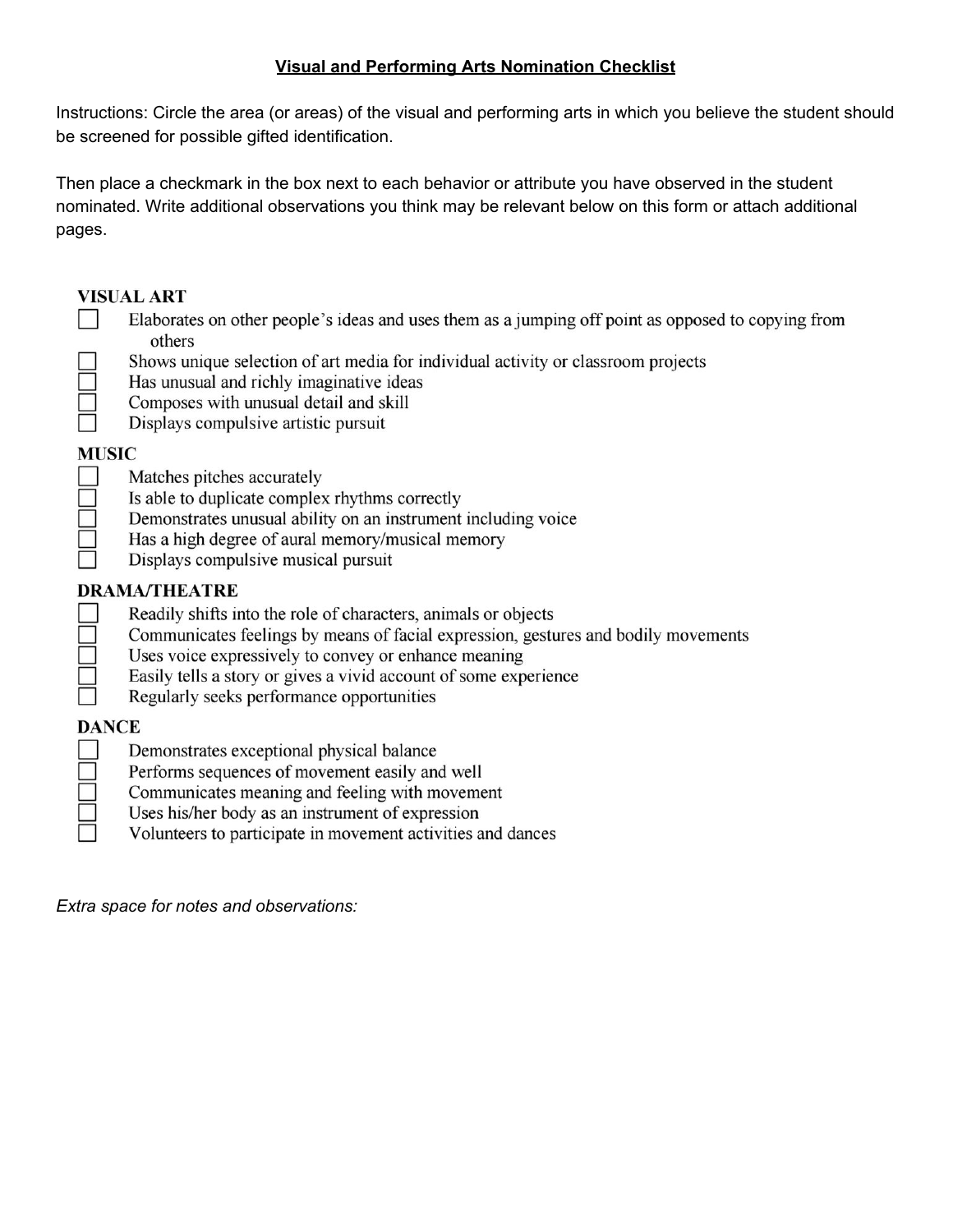# Visual and Performing Arts Nomination Checklist

Instructions: Circle the area (or areas) of the visual and performing arts in which you believe the student should be screened for possible gifted identification.

Then place a checkmark in the box next to each behavior or attribute you have observed in the student nominated. Write additional observations you think may be relevant below on this form or attach additional pages.

## VISUAL ART

- [ ] Elaborates on other people's ideas and uses them as a jumping off point as opposed to copying from others
- [ ] Shows unique selection of art media for individual activity or classroom projects
- [ ] Has unusual and richly imaginative ideas
- [ ] Composes with unusual detail and skill
- [ ] Displays compulsive artistic pursuit

## MUSIC

- [ ] Matches pitches accurately
- [ ] Is able to duplicate complex rhythms correctly
- [ ] Demonstrates unusual ability on an instrument including voice
- [ ] Has a high degree of aural memory/musical memory
- [ ] Displays compulsive musical pursuit

## DRAMA/THEATRE

- [ ] Readily shifts into the role of characters, animals or objects
- [ ] Communicates feelings by means of facial expression, gestures and bodily movements
- [ ] Uses voice expressively to convey or enhance meaning
- [ ] Easily tells a story or gives a vivid account of some experience
- [ ] Regularly seeks performance opportunities

## DANCE

- [ ] Demonstrates exceptional physical balance
- [ ] Performs sequences of movement easily and well
- [ ] Communicates meaning and feeling with movement
- [ ] Uses his/her body as an instrument of expression
- [ ] Volunteers to participate in movement activities and dances

*Extra space for notes and observations:*